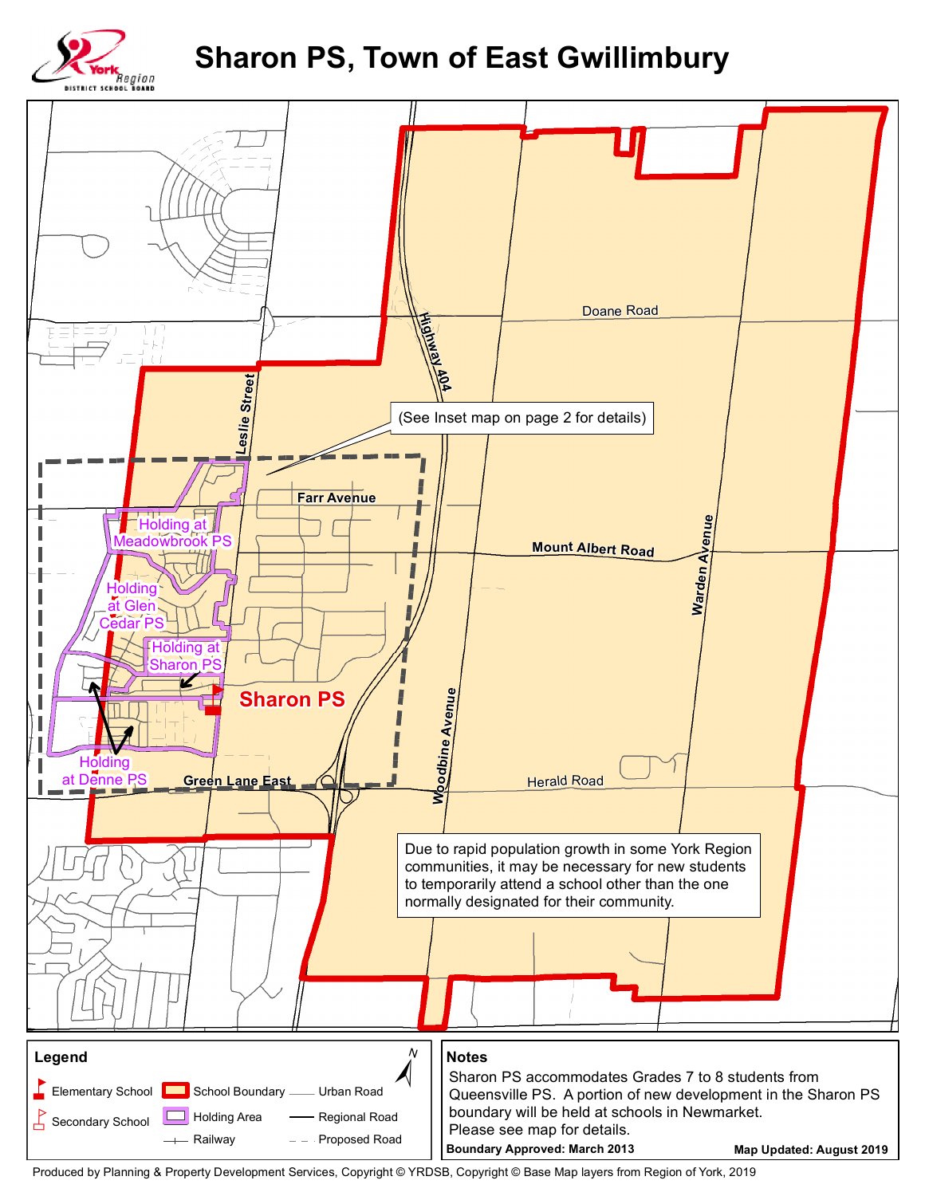# Sharon PS, Town of East Gwillimbury

York Region District School Board

Doane Road

Highway 404

Leslie Street

(See Inset map on page 2 for details)

Farr Avenue

Holding at Meadowbrook PS

Mount Albert Road

Warden Avenue

Holding at Glen Cedar PS

Holding at Sharon PS

Sharon PS

Woodbine Avenue

Holding at Denne PS

Green Lane East

Herald Road

Due to rapid population growth in some York Region communities, it may be necessary for new students to temporarily attend a school other than the one normally designated for their community.

## Legend

- Elementary School
- Secondary School
- School Boundary
- Holding Area
- Railway
- Urban Road
- Regional Road
- Proposed Road

## Notes

Sharon PS accommodates Grades 7 to 8 students from Queensville PS. A portion of new development in the Sharon PS boundary will be held at schools in Newmarket. Please see map for details.

**Boundary Approved: March 2013** **Map Updated: August 2019**

Produced by Planning & Property Development Services, Copyright © YRDSB, Copyright © Base Map layers from Region of York, 2019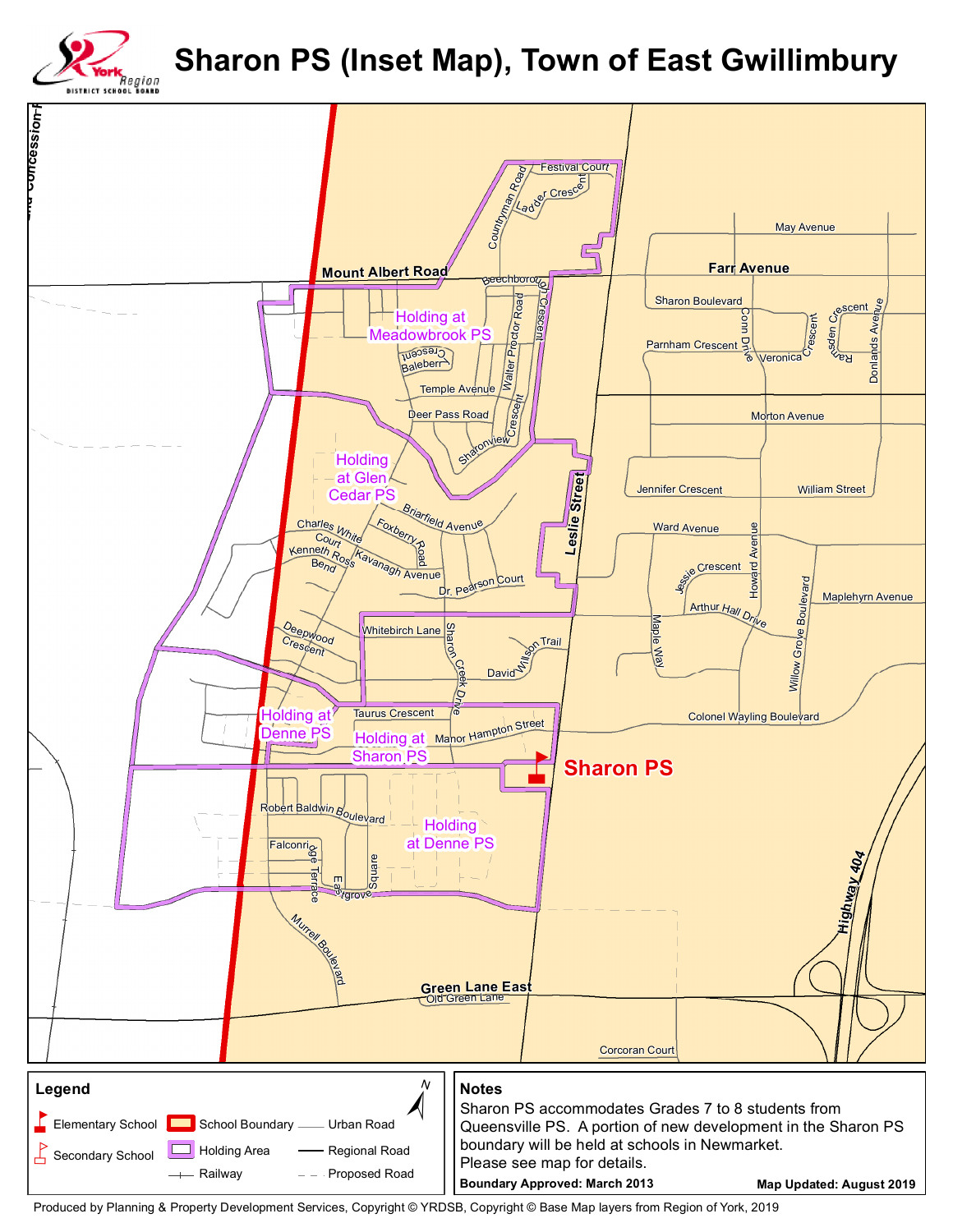# Sharon PS (Inset Map), Town of East Gwillimbury

Mount Albert Road
Festival Court
Countryman Road
Ladder Crescent
May Avenue
Farr Avenue
Beechborough Crescent
Sharon Boulevard
Holding at Meadowbrook PS
Walter Proctor Road
Conn Drive
Crescent
Ramsden Crescent
Donlands Avenue
Parnham Crescent
Veronica
Baleberry Crescent
Temple Avenue
Deer Pass Road
Morton Avenue
Sharonview Crescent
Holding at Glen Cedar PS
Leslie Street
Jennifer Crescent
William Street
Briarfield Avenue
Ward Avenue
Charles White Court
Foxberry Road
Kenneth Ross Bend
Kavanagh Avenue
Howard Avenue
Jessie Crescent
Maplehyrn Avenue
Dr. Pearson Court
Arthur Hall Drive
Willow Grove Boulevard
Maple Way
Deepwood Crescent
Whitebirch Lane
Sharon Creek Drive
Wilson Trail
David
Colonel Wayling Boulevard
Holding at Denne PS
Taurus Crescent
Holding at Sharon PS
Manor Hampton Street
Sharon PS
Robert Baldwin Boulevard
Holding at Denne PS
Falconridge Terrace
Square
Eastgrove
Highway 404
Murrell Boulevard
Green Lane East
Old Green Lane
Corcoran Court
2nd Concession Road

## Legend

Elementary School
Secondary School
School Boundary
Holding Area
Railway
Urban Road
Regional Road
Proposed Road

## Notes

Sharon PS accommodates Grades 7 to 8 students from Queensville PS. A portion of new development in the Sharon PS boundary will be held at schools in Newmarket.
Please see map for details.

**Boundary Approved: March 2013**

**Map Updated: August 2019**

Produced by Planning & Property Development Services, Copyright © YRDSB, Copyright © Base Map layers from Region of York, 2019